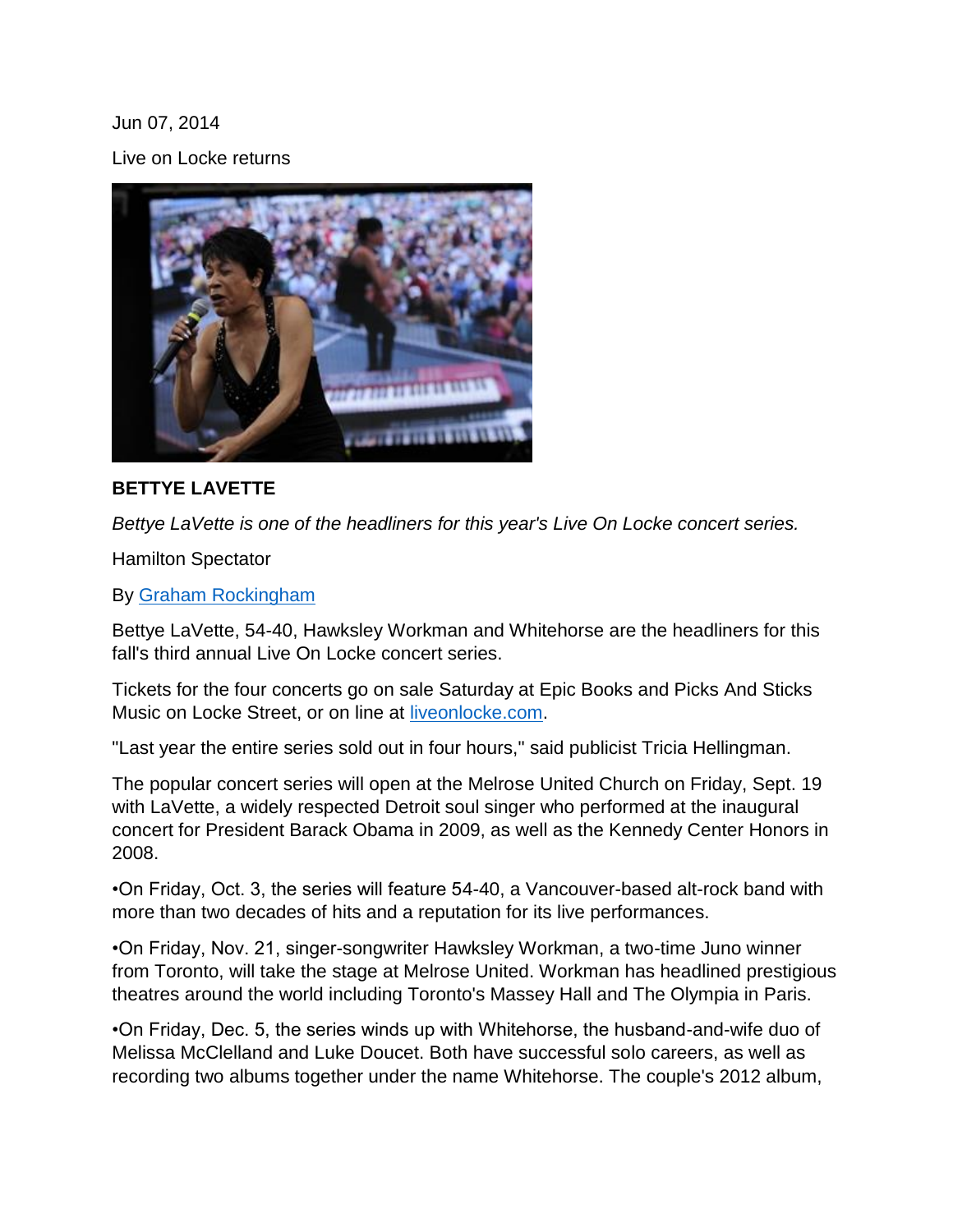Jun 07, 2014

Live on Locke returns

**BETTYE LAVETTE**

*Bettye LaVette is one of the headliners for this year's Live On Locke concert series.*

Hamilton Spectator

By [Graham Rockingham]

Bettye LaVette, 54-40, Hawksley Workman and Whitehorse are the headliners for this fall's third annual Live On Locke concert series.

Tickets for the four concerts go on sale Saturday at Epic Books and Picks And Sticks Music on Locke Street, or on line at [liveonlocke.com].

"Last year the entire series sold out in four hours," said publicist Tricia Hellingman.

The popular concert series will open at the Melrose United Church on Friday, Sept. 19 with LaVette, a widely respected Detroit soul singer who performed at the inaugural concert for President Barack Obama in 2009, as well as the Kennedy Center Honors in 2008.

•On Friday, Oct. 3, the series will feature 54-40, a Vancouver-based alt-rock band with more than two decades of hits and a reputation for its live performances.

•On Friday, Nov. 21, singer-songwriter Hawksley Workman, a two-time Juno winner from Toronto, will take the stage at Melrose United. Workman has headlined prestigious theatres around the world including Toronto's Massey Hall and The Olympia in Paris.

•On Friday, Dec. 5, the series winds up with Whitehorse, the husband-and-wife duo of Melissa McClelland and Luke Doucet. Both have successful solo careers, as well as recording two albums together under the name Whitehorse. The couple's 2012 album,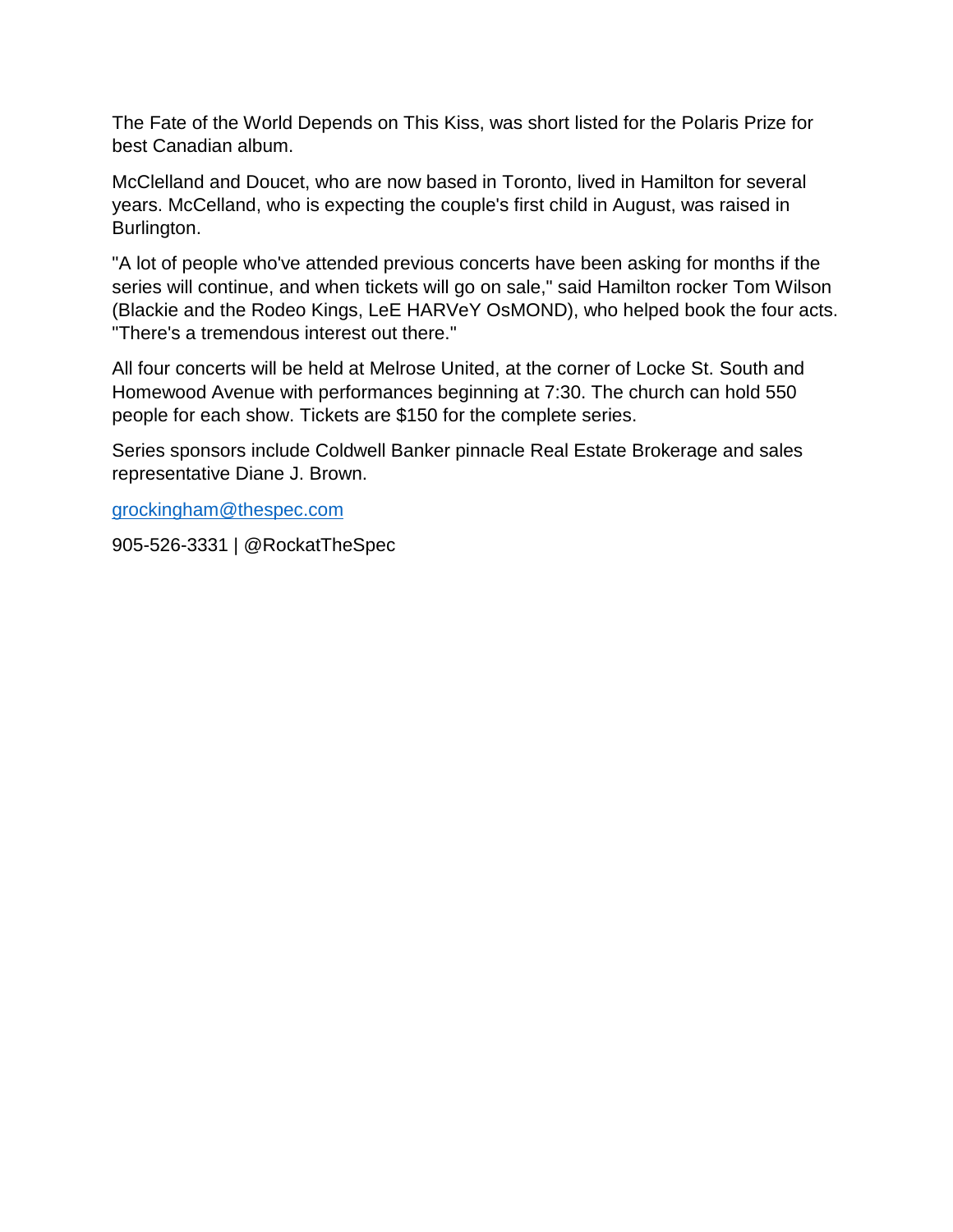The Fate of the World Depends on This Kiss, was short listed for the Polaris Prize for best Canadian album.

McClelland and Doucet, who are now based in Toronto, lived in Hamilton for several years. McCelland, who is expecting the couple's first child in August, was raised in Burlington.

"A lot of people who've attended previous concerts have been asking for months if the series will continue, and when tickets will go on sale," said Hamilton rocker Tom Wilson (Blackie and the Rodeo Kings, LeE HARVeY OsMOND), who helped book the four acts. "There's a tremendous interest out there."

All four concerts will be held at Melrose United, at the corner of Locke St. South and Homewood Avenue with performances beginning at 7:30. The church can hold 550 people for each show. Tickets are $150 for the complete series.

Series sponsors include Coldwell Banker pinnacle Real Estate Brokerage and sales representative Diane J. Brown.

grockingham@thespec.com

905-526-3331 | @RockatTheSpec